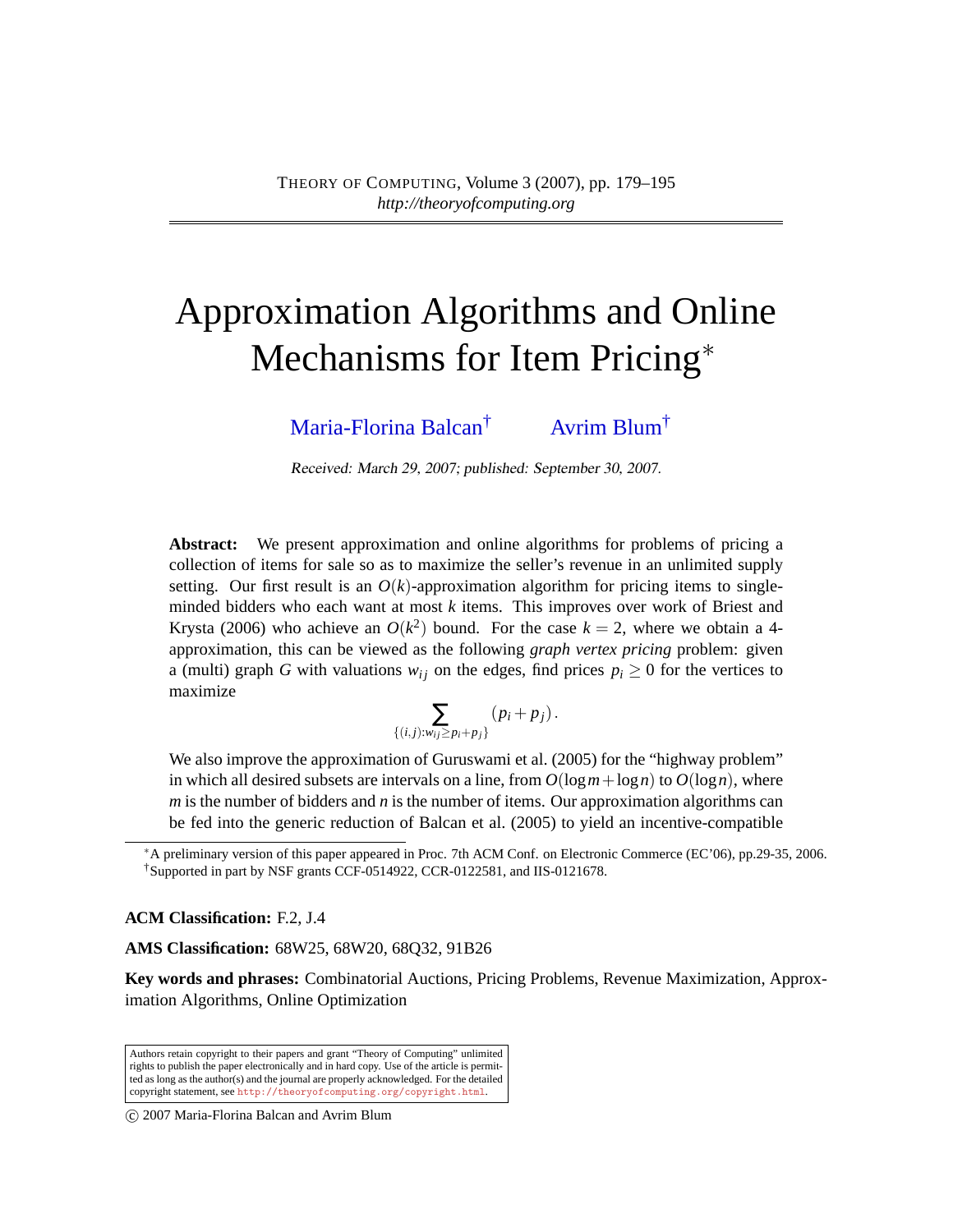# Approximation Algorithms and Online Mechanisms for Item Pricing[*]

Maria-Florina Balcan[†] Avrim Blum[†]

Received: March 29, 2007; published: September 30, 2007.

**Abstract:** We present approximation and online algorithms for problems of pricing a collection of items for sale so as to maximize the seller's revenue in an unlimited supply setting. Our first result is an $O(k)$-approximation algorithm for pricing items to single-minded bidders who each want at most $k$ items. This improves over work of Briest and Krysta (2006) who achieve an $O(k^2)$ bound. For the case $k = 2$, where we obtain a 4-approximation, this can be viewed as the following *graph vertex pricing* problem: given a (multi) graph $G$ with valuations $w_{ij}$ on the edges, find prices $p_i \geq 0$ for the vertices to maximize

$$\sum_{\{(i,j):w_{ij} \geq p_i + p_j\}} (p_i + p_j).$$

We also improve the approximation of Guruswami et al. (2005) for the "highway problem" in which all desired subsets are intervals on a line, from $O(\log m + \log n)$ to $O(\log n)$, where $m$ is the number of bidders and $n$ is the number of items. Our approximation algorithms can be fed into the generic reduction of Balcan et al. (2005) to yield an incentive-compatible

---

[*] A preliminary version of this paper appeared in Proc. 7th ACM Conf. on Electronic Commerce (EC'06), pp.29-35, 2006.

[†] Supported in part by NSF grants CCF-0514922, CCR-0122581, and IIS-0121678.

**ACM Classification:** F.2, J.4

**AMS Classification:** 68W25, 68W20, 68Q32, 91B26

**Key words and phrases:** Combinatorial Auctions, Pricing Problems, Revenue Maximization, Approximation Algorithms, Online Optimization

Authors retain copyright to their papers and grant "Theory of Computing" unlimited rights to publish the paper electronically and in hard copy. Use of the article is permitted as long as the author(s) and the journal are properly acknowledged. For the detailed copyright statement, see http://theoryofcomputing.org/copyright.html.

© 2007 Maria-Florina Balcan and Avrim Blum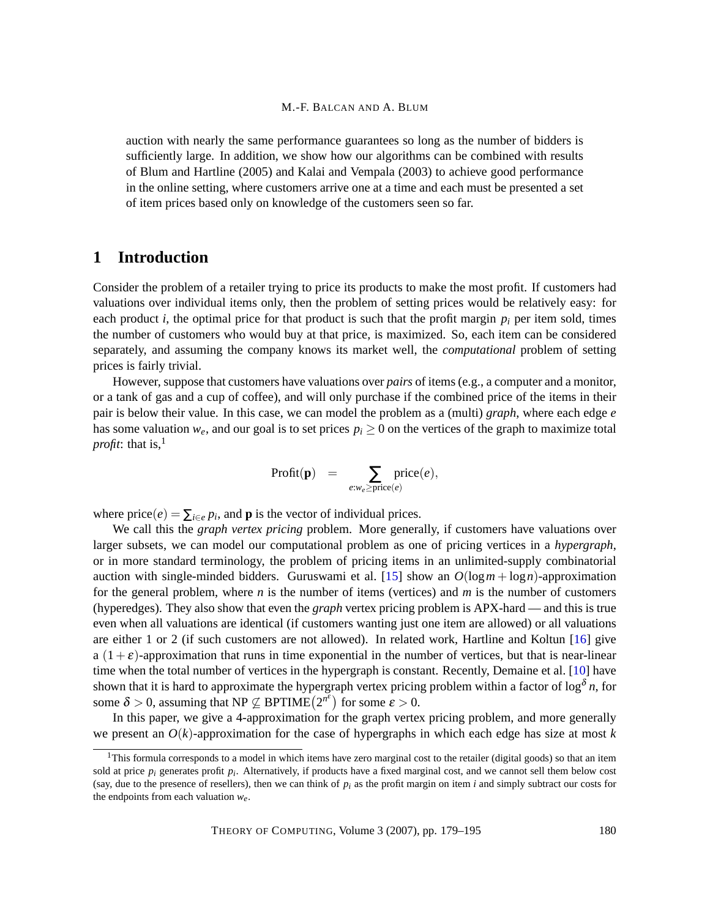auction with nearly the same performance guarantees so long as the number of bidders is sufficiently large. In addition, we show how our algorithms can be combined with results of Blum and Hartline (2005) and Kalai and Vempala (2003) to achieve good performance in the online setting, where customers arrive one at a time and each must be presented a set of item prices based only on knowledge of the customers seen so far.

# 1 Introduction

Consider the problem of a retailer trying to price its products to make the most profit. If customers had valuations over individual items only, then the problem of setting prices would be relatively easy: for each product $i$, the optimal price for that product is such that the profit margin $p_i$ per item sold, times the number of customers who would buy at that price, is maximized. So, each item can be considered separately, and assuming the company knows its market well, the *computational* problem of setting prices is fairly trivial.

However, suppose that customers have valuations over *pairs* of items (e.g., a computer and a monitor, or a tank of gas and a cup of coffee), and will only purchase if the combined price of the items in their pair is below their value. In this case, we can model the problem as a (multi) *graph*, where each edge $e$ has some valuation $w_e$, and our goal is to set prices $p_i \geq 0$ on the vertices of the graph to maximize total *profit*: that is,[1]

$$\text{Profit}(\mathbf{p}) \quad = \sum_{e:w_e \geq \text{price}(e)} \text{price}(e),$$

where $\text{price}(e) = \sum_{i \in e} p_i$, and $\mathbf{p}$ is the vector of individual prices.

We call this the *graph vertex pricing* problem. More generally, if customers have valuations over larger subsets, we can model our computational problem as one of pricing vertices in a *hypergraph*, or in more standard terminology, the problem of pricing items in an unlimited-supply combinatorial auction with single-minded bidders. Guruswami et al. [15] show an $O(\log m + \log n)$-approximation for the general problem, where $n$ is the number of items (vertices) and $m$ is the number of customers (hyperedges). They also show that even the *graph* vertex pricing problem is APX-hard — and this is true even when all valuations are identical (if customers wanting just one item are allowed) or all valuations are either 1 or 2 (if such customers are not allowed). In related work, Hartline and Koltun [16] give a $(1+\varepsilon)$-approximation that runs in time exponential in the number of vertices, but that is near-linear time when the total number of vertices in the hypergraph is constant. Recently, Demaine et al. [10] have shown that it is hard to approximate the hypergraph vertex pricing problem within a factor of $\log^{\delta} n$, for some $\delta > 0$, assuming that $\text{NP} \not\subseteq \text{BPTIME}\left(2^{n^{\varepsilon}}\right)$ for some $\varepsilon > 0$.

In this paper, we give a 4-approximation for the graph vertex pricing problem, and more generally we present an $O(k)$-approximation for the case of hypergraphs in which each edge has size at most $k$

[1] This formula corresponds to a model in which items have zero marginal cost to the retailer (digital goods) so that an item sold at price $p_i$ generates profit $p_i$. Alternatively, if products have a fixed marginal cost, and we cannot sell them below cost (say, due to the presence of resellers), then we can think of $p_i$ as the profit margin on item $i$ and simply subtract our costs for the endpoints from each valuation $w_e$.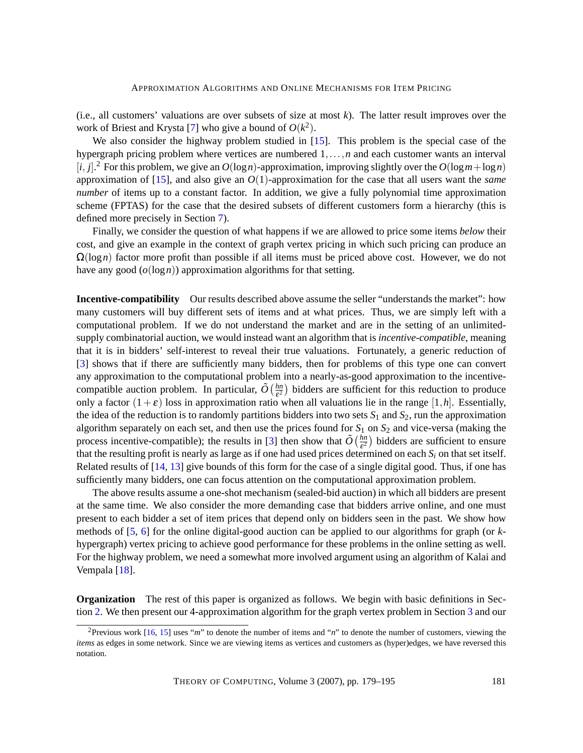(i.e., all customers' valuations are over subsets of size at most $k$). The latter result improves over the work of Briest and Krysta [7] who give a bound of $O(k^2)$.

We also consider the highway problem studied in [15]. This problem is the special case of the hypergraph pricing problem where vertices are numbered $1,\ldots,n$ and each customer wants an interval $[i, j]$.[2] For this problem, we give an $O(\log n)$-approximation, improving slightly over the $O(\log m + \log n)$ approximation of [15], and also give an $O(1)$-approximation for the case that all users want the *same number* of items up to a constant factor. In addition, we give a fully polynomial time approximation scheme (FPTAS) for the case that the desired subsets of different customers form a hierarchy (this is defined more precisely in Section 7).

Finally, we consider the question of what happens if we are allowed to price some items *below* their cost, and give an example in the context of graph vertex pricing in which such pricing can produce an $\Omega(\log n)$ factor more profit than possible if all items must be priced above cost. However, we do not have any good ($o(\log n)$) approximation algorithms for that setting.

**Incentive-compatibility** Our results described above assume the seller "understands the market": how many customers will buy different sets of items and at what prices. Thus, we are simply left with a computational problem. If we do not understand the market and are in the setting of an unlimited-supply combinatorial auction, we would instead want an algorithm that is *incentive-compatible*, meaning that it is in bidders' self-interest to reveal their true valuations. Fortunately, a generic reduction of [3] shows that if there are sufficiently many bidders, then for problems of this type one can convert any approximation to the computational problem into a nearly-as-good approximation to the incentive-compatible auction problem. In particular, $\tilde{O}\left(\frac{hn}{\varepsilon^2}\right)$ bidders are sufficient for this reduction to produce only a factor $(1+\varepsilon)$ loss in approximation ratio when all valuations lie in the range $[1,h]$. Essentially, the idea of the reduction is to randomly partitions bidders into two sets $S_1$ and $S_2$, run the approximation algorithm separately on each set, and then use the prices found for $S_1$ on $S_2$ and vice-versa (making the process incentive-compatible); the results in [3] then show that $\tilde{O}\left(\frac{hn}{\varepsilon^2}\right)$ bidders are sufficient to ensure that the resulting profit is nearly as large as if one had used prices determined on each $S_i$ on that set itself. Related results of [14, 13] give bounds of this form for the case of a single digital good. Thus, if one has sufficiently many bidders, one can focus attention on the computational approximation problem.

The above results assume a one-shot mechanism (sealed-bid auction) in which all bidders are present at the same time. We also consider the more demanding case that bidders arrive online, and one must present to each bidder a set of item prices that depend only on bidders seen in the past. We show how methods of [5, 6] for the online digital-good auction can be applied to our algorithms for graph (or $k$-hypergraph) vertex pricing to achieve good performance for these problems in the online setting as well. For the highway problem, we need a somewhat more involved argument using an algorithm of Kalai and Vempala [18].

**Organization** The rest of this paper is organized as follows. We begin with basic definitions in Section 2. We then present our 4-approximation algorithm for the graph vertex problem in Section 3 and our

[2] Previous work [16, 15] uses "$m$" to denote the number of items and "$n$" to denote the number of customers, viewing the *items* as edges in some network. Since we are viewing items as vertices and customers as (hyper)edges, we have reversed this notation.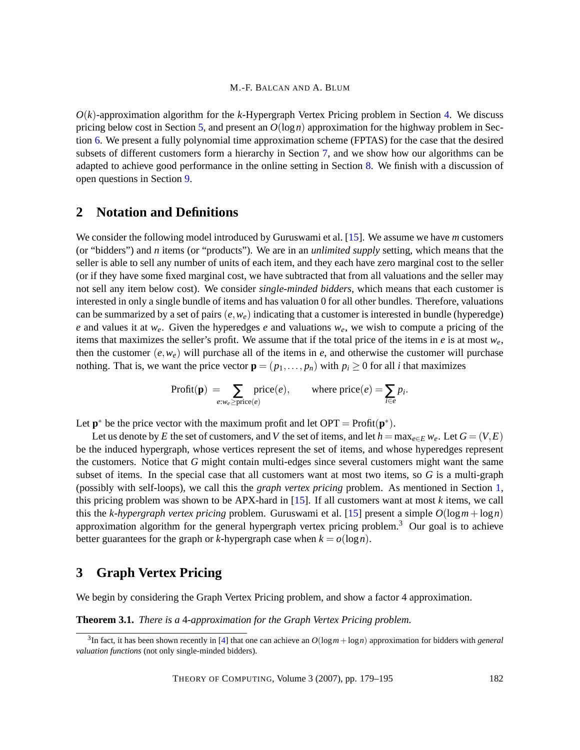$O(k)$-approximation algorithm for the $k$-Hypergraph Vertex Pricing problem in Section 4. We discuss pricing below cost in Section 5, and present an $O(\log n)$ approximation for the highway problem in Section 6. We present a fully polynomial time approximation scheme (FPTAS) for the case that the desired subsets of different customers form a hierarchy in Section 7, and we show how our algorithms can be adapted to achieve good performance in the online setting in Section 8. We finish with a discussion of open questions in Section 9.

## 2 Notation and Definitions

We consider the following model introduced by Guruswami et al. [15]. We assume we have $m$ customers (or "bidders") and $n$ items (or "products"). We are in an *unlimited supply* setting, which means that the seller is able to sell any number of units of each item, and they each have zero marginal cost to the seller (or if they have some fixed marginal cost, we have subtracted that from all valuations and the seller may not sell any item below cost). We consider *single-minded bidders*, which means that each customer is interested in only a single bundle of items and has valuation 0 for all other bundles. Therefore, valuations can be summarized by a set of pairs $(e, w_e)$ indicating that a customer is interested in bundle (hyperedge) $e$ and values it at $w_e$. Given the hyperedges $e$ and valuations $w_e$, we wish to compute a pricing of the items that maximizes the seller's profit. We assume that if the total price of the items in $e$ is at most $w_e$, then the customer $(e, w_e)$ will purchase all of the items in $e$, and otherwise the customer will purchase nothing. That is, we want the price vector $\mathbf{p} = (p_1, \dots, p_n)$ with $p_i \geq 0$ for all $i$ that maximizes

$$\text{Profit}(\mathbf{p}) \;=\; \sum_{e : w_e \geq \text{price}(e)} \text{price}(e), \qquad \text{where } \text{price}(e) = \sum_{i \in e} p_i.$$

Let $\mathbf{p}^*$ be the price vector with the maximum profit and let $\text{OPT} = \text{Profit}(\mathbf{p}^*)$.

Let us denote by $E$ the set of customers, and $V$ the set of items, and let $h = \max_{e \in E} w_e$. Let $G = (V, E)$ be the induced hypergraph, whose vertices represent the set of items, and whose hyperedges represent the customers. Notice that $G$ might contain multi-edges since several customers might want the same subset of items. In the special case that all customers want at most two items, so $G$ is a multi-graph (possibly with self-loops), we call this the *graph vertex pricing* problem. As mentioned in Section 1, this pricing problem was shown to be APX-hard in [15]. If all customers want at most $k$ items, we call this the *$k$-hypergraph vertex pricing* problem. Guruswami et al. [15] present a simple $O(\log m + \log n)$ approximation algorithm for the general hypergraph vertex pricing problem.[3] Our goal is to achieve better guarantees for the graph or $k$-hypergraph case when $k = o(\log n)$.

## 3 Graph Vertex Pricing

We begin by considering the Graph Vertex Pricing problem, and show a factor 4 approximation.

**Theorem 3.1.** *There is a 4-approximation for the Graph Vertex Pricing problem.*

[3] In fact, it has been shown recently in [4] that one can achieve an $O(\log m + \log n)$ approximation for bidders with *general valuation functions* (not only single-minded bidders).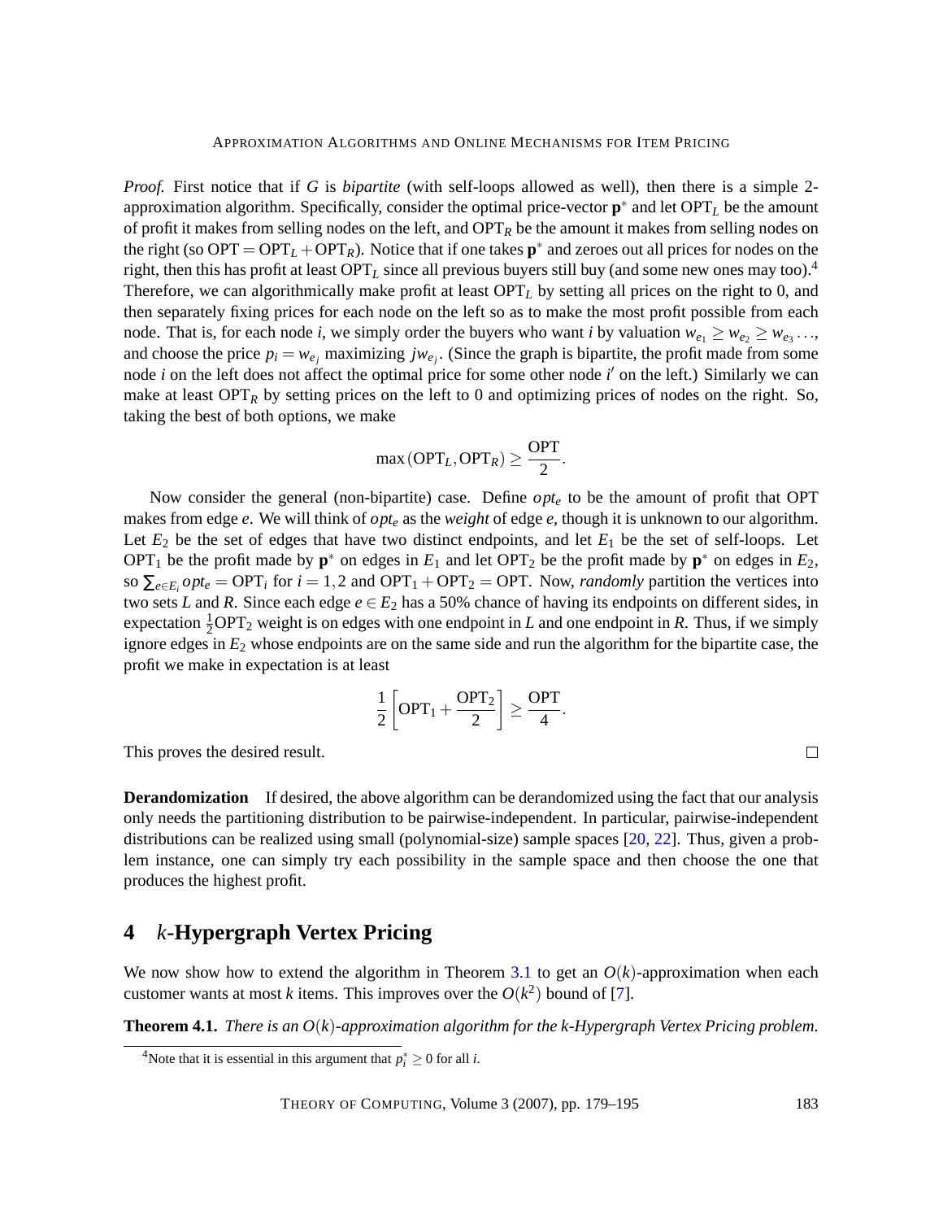*Proof.* First notice that if $G$ is *bipartite* (with self-loops allowed as well), then there is a simple 2-approximation algorithm. Specifically, consider the optimal price-vector $\mathbf{p}^*$ and let $\mathrm{OPT}_L$ be the amount of profit it makes from selling nodes on the left, and $\mathrm{OPT}_R$ be the amount it makes from selling nodes on the right (so $\mathrm{OPT} = \mathrm{OPT}_L + \mathrm{OPT}_R$). Notice that if one takes $\mathbf{p}^*$ and zeroes out all prices for nodes on the right, then this has profit at least $\mathrm{OPT}_L$ since all previous buyers still buy (and some new ones may too).[4] Therefore, we can algorithmically make profit at least $\mathrm{OPT}_L$ by setting all prices on the right to 0, and then separately fixing prices for each node on the left so as to make the most profit possible from each node. That is, for each node $i$, we simply order the buyers who want $i$ by valuation $w_{e_1} \geq w_{e_2} \geq w_{e_3} \ldots$, and choose the price $p_i = w_{e_j}$ maximizing $j w_{e_j}$. (Since the graph is bipartite, the profit made from some node $i$ on the left does not affect the optimal price for some other node $i'$ on the left.) Similarly we can make at least $\mathrm{OPT}_R$ by setting prices on the left to 0 and optimizing prices of nodes on the right. So, taking the best of both options, we make

$$\max(\mathrm{OPT}_L, \mathrm{OPT}_R) \geq \frac{\mathrm{OPT}}{2}.$$

Now consider the general (non-bipartite) case. Define $opt_e$ to be the amount of profit that OPT makes from edge $e$. We will think of $opt_e$ as the *weight* of edge $e$, though it is unknown to our algorithm. Let $E_2$ be the set of edges that have two distinct endpoints, and let $E_1$ be the set of self-loops. Let $\mathrm{OPT}_1$ be the profit made by $\mathbf{p}^*$ on edges in $E_1$ and let $\mathrm{OPT}_2$ be the profit made by $\mathbf{p}^*$ on edges in $E_2$, so $\sum_{e \in E_i} opt_e = \mathrm{OPT}_i$ for $i = 1, 2$ and $\mathrm{OPT}_1 + \mathrm{OPT}_2 = \mathrm{OPT}$. Now, *randomly* partition the vertices into two sets $L$ and $R$. Since each edge $e \in E_2$ has a 50% chance of having its endpoints on different sides, in expectation $\frac{1}{2}\mathrm{OPT}_2$ weight is on edges with one endpoint in $L$ and one endpoint in $R$. Thus, if we simply ignore edges in $E_2$ whose endpoints are on the same side and run the algorithm for the bipartite case, the profit we make in expectation is at least

$$\frac{1}{2}\left[\mathrm{OPT}_1 + \frac{\mathrm{OPT}_2}{2}\right] \geq \frac{\mathrm{OPT}}{4}.$$

This proves the desired result. □

**Derandomization** If desired, the above algorithm can be derandomized using the fact that our analysis only needs the partitioning distribution to be pairwise-independent. In particular, pairwise-independent distributions can be realized using small (polynomial-size) sample spaces [20, 22]. Thus, given a problem instance, one can simply try each possibility in the sample space and then choose the one that produces the highest profit.

## 4 $k$-Hypergraph Vertex Pricing

We now show how to extend the algorithm in Theorem 3.1 to get an $O(k)$-approximation when each customer wants at most $k$ items. This improves over the $O(k^2)$ bound of [7].

**Theorem 4.1.** *There is an $O(k)$-approximation algorithm for the k-Hypergraph Vertex Pricing problem.*

[4] Note that it is essential in this argument that $p_i^* \geq 0$ for all $i$.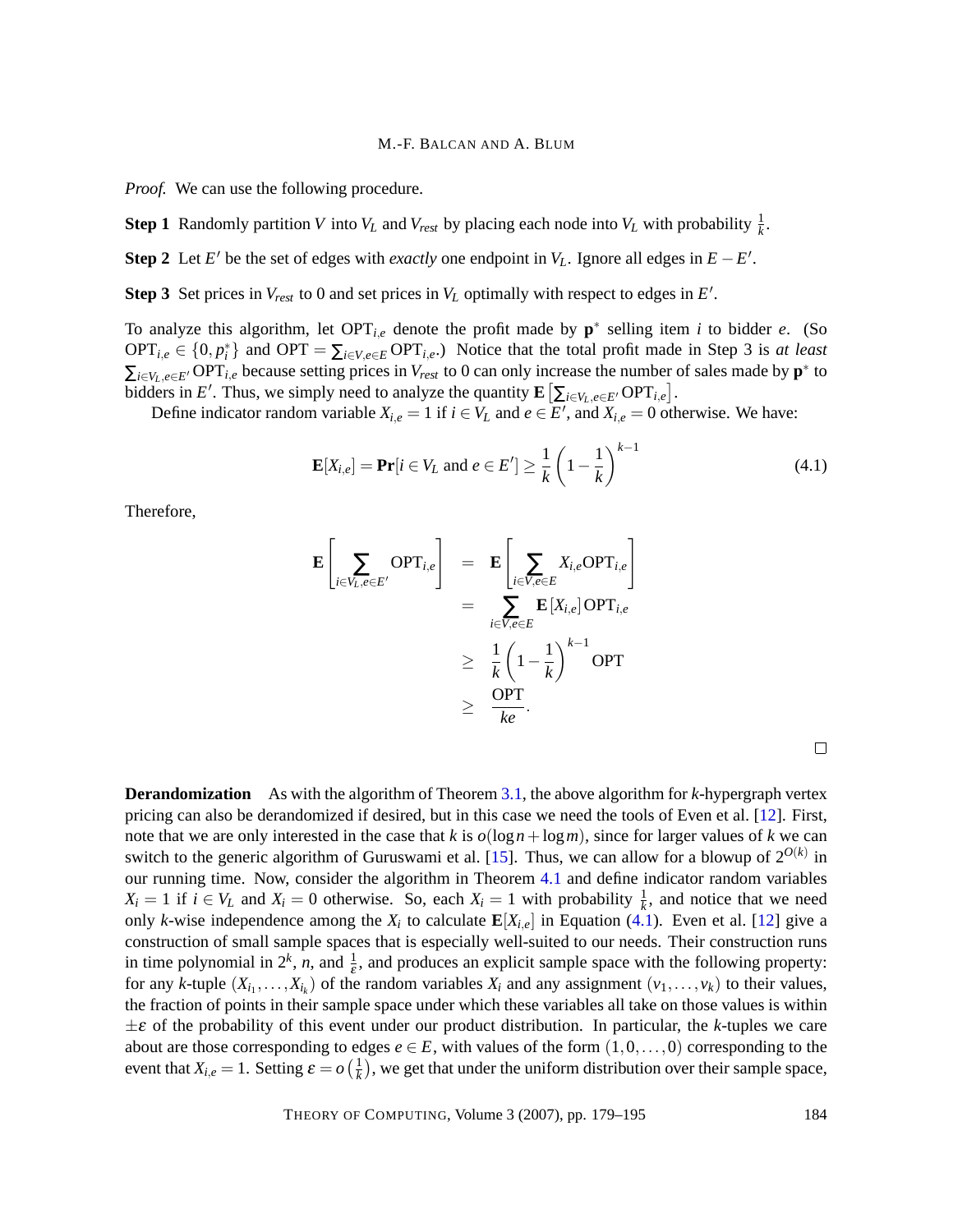*Proof.* We can use the following procedure.

**Step 1** Randomly partition $V$ into $V_L$ and $V_{rest}$ by placing each node into $V_L$ with probability $\frac{1}{k}$.

**Step 2** Let $E'$ be the set of edges with *exactly* one endpoint in $V_L$. Ignore all edges in $E - E'$.

**Step 3** Set prices in $V_{rest}$ to 0 and set prices in $V_L$ optimally with respect to edges in $E'$.

To analyze this algorithm, let $\mathrm{OPT}_{i,e}$ denote the profit made by $\mathbf{p}^*$ selling item $i$ to bidder $e$. (So $\mathrm{OPT}_{i,e} \in \{0, p_i^*\}$ and $\mathrm{OPT} = \sum_{i \in V, e \in E} \mathrm{OPT}_{i,e}$.) Notice that the total profit made in Step 3 is *at least* $\sum_{i \in V_L, e \in E'} \mathrm{OPT}_{i,e}$ because setting prices in $V_{rest}$ to 0 can only increase the number of sales made by $\mathbf{p}^*$ to bidders in $E'$. Thus, we simply need to analyze the quantity $\mathbf{E}\left[\sum_{i \in V_L, e \in E'} \mathrm{OPT}_{i,e}\right]$.

Define indicator random variable $X_{i,e} = 1$ if $i \in V_L$ and $e \in E'$, and $X_{i,e} = 0$ otherwise. We have:

$$\mathbf{E}[X_{i,e}] = \mathbf{Pr}[i \in V_L \text{ and } e \in E'] \geq \frac{1}{k}\left(1 - \frac{1}{k}\right)^{k-1} \tag{4.1}$$

Therefore,

$$\begin{aligned}
\mathbf{E}\left[\sum_{i \in V_L, e \in E'} \mathrm{OPT}_{i,e}\right] &= \mathbf{E}\left[\sum_{i \in V, e \in E} X_{i,e}\mathrm{OPT}_{i,e}\right] \\
&= \sum_{i \in V, e \in E} \mathbf{E}\left[X_{i,e}\right]\mathrm{OPT}_{i,e} \\
&\geq \frac{1}{k}\left(1 - \frac{1}{k}\right)^{k-1} \mathrm{OPT} \\
&\geq \frac{\mathrm{OPT}}{ke}.
\end{aligned}$$

□

**Derandomization** As with the algorithm of Theorem 3.1, the above algorithm for $k$-hypergraph vertex pricing can also be derandomized if desired, but in this case we need the tools of Even et al. [12]. First, note that we are only interested in the case that $k$ is $o(\log n + \log m)$, since for larger values of $k$ we can switch to the generic algorithm of Guruswami et al. [15]. Thus, we can allow for a blowup of $2^{O(k)}$ in our running time. Now, consider the algorithm in Theorem 4.1 and define indicator random variables $X_i = 1$ if $i \in V_L$ and $X_i = 0$ otherwise. So, each $X_i = 1$ with probability $\frac{1}{k}$, and notice that we need only $k$-wise independence among the $X_i$ to calculate $\mathbf{E}[X_{i,e}]$ in Equation (4.1). Even et al. [12] give a construction of small sample spaces that is especially well-suited to our needs. Their construction runs in time polynomial in $2^k$, $n$, and $\frac{1}{\varepsilon}$, and produces an explicit sample space with the following property: for any $k$-tuple $(X_{i_1}, \ldots, X_{i_k})$ of the random variables $X_i$ and any assignment $(v_1, \ldots, v_k)$ to their values, the fraction of points in their sample space under which these variables all take on those values is within $\pm\varepsilon$ of the probability of this event under our product distribution. In particular, the $k$-tuples we care about are those corresponding to edges $e \in E$, with values of the form $(1, 0, \ldots, 0)$ corresponding to the event that $X_{i,e} = 1$. Setting $\varepsilon = o\left(\frac{1}{k}\right)$, we get that under the uniform distribution over their sample space,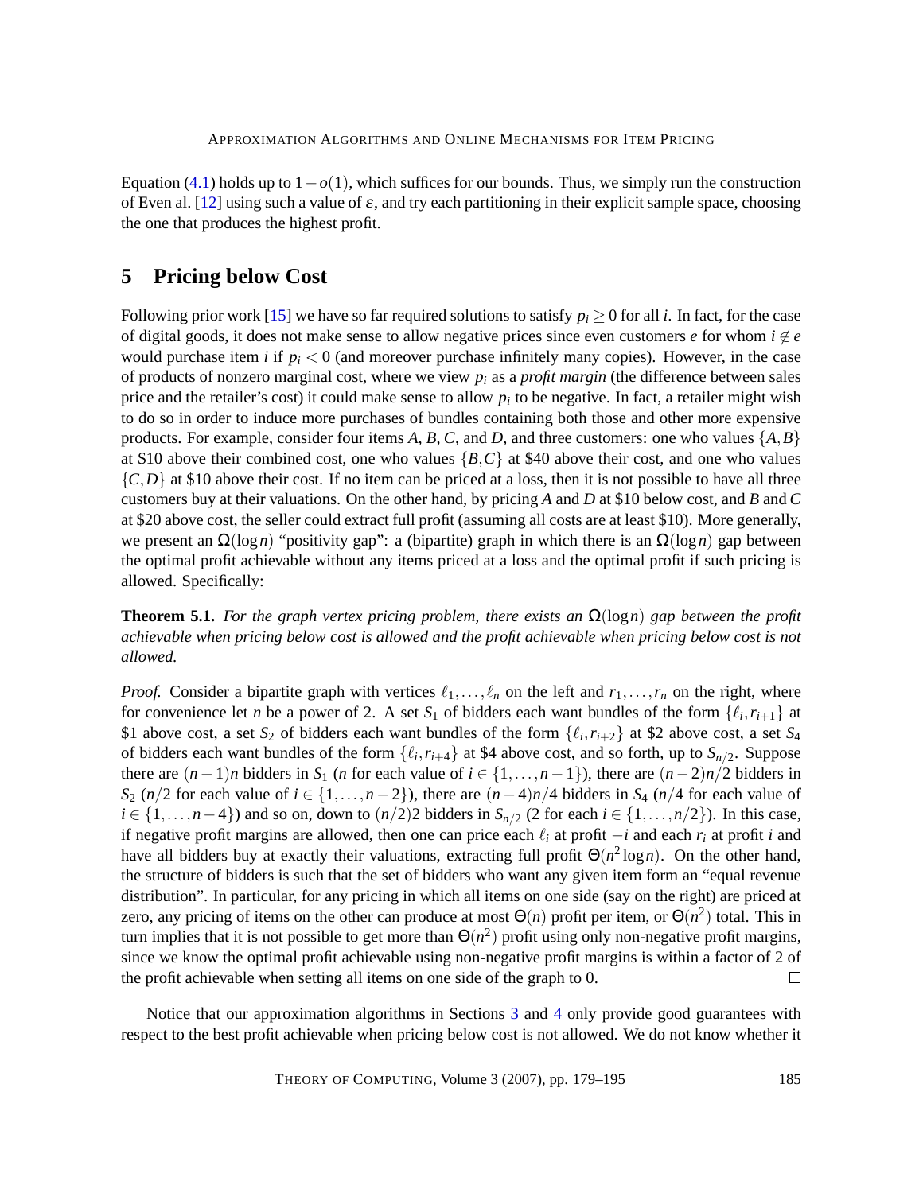Equation (4.1) holds up to $1 - o(1)$, which suffices for our bounds. Thus, we simply run the construction of Even al. [12] using such a value of $\varepsilon$, and try each partitioning in their explicit sample space, choosing the one that produces the highest profit.

## 5 Pricing below Cost

Following prior work [15] we have so far required solutions to satisfy $p_i \geq 0$ for all $i$. In fact, for the case of digital goods, it does not make sense to allow negative prices since even customers $e$ for whom $i \notin e$ would purchase item $i$ if $p_i < 0$ (and moreover purchase infinitely many copies). However, in the case of products of nonzero marginal cost, where we view $p_i$ as a *profit margin* (the difference between sales price and the retailer's cost) it could make sense to allow $p_i$ to be negative. In fact, a retailer might wish to do so in order to induce more purchases of bundles containing both those and other more expensive products. For example, consider four items $A$, $B$, $C$, and $D$, and three customers: one who values $\{A, B\}$ at \$10 above their combined cost, one who values $\{B, C\}$ at \$40 above their cost, and one who values $\{C, D\}$ at \$10 above their cost. If no item can be priced at a loss, then it is not possible to have all three customers buy at their valuations. On the other hand, by pricing $A$ and $D$ at \$10 below cost, and $B$ and $C$ at \$20 above cost, the seller could extract full profit (assuming all costs are at least \$10). More generally, we present an $\Omega(\log n)$ "positivity gap": a (bipartite) graph in which there is an $\Omega(\log n)$ gap between the optimal profit achievable without any items priced at a loss and the optimal profit if such pricing is allowed. Specifically:

**Theorem 5.1.** *For the graph vertex pricing problem, there exists an $\Omega(\log n)$ gap between the profit achievable when pricing below cost is allowed and the profit achievable when pricing below cost is not allowed.*

*Proof.* Consider a bipartite graph with vertices $\ell_1, \ldots, \ell_n$ on the left and $r_1, \ldots, r_n$ on the right, where for convenience let $n$ be a power of 2. A set $S_1$ of bidders each want bundles of the form $\{\ell_i, r_{i+1}\}$ at \$1 above cost, a set $S_2$ of bidders each want bundles of the form $\{\ell_i, r_{i+2}\}$ at \$2 above cost, a set $S_4$ of bidders each want bundles of the form $\{\ell_i, r_{i+4}\}$ at \$4 above cost, and so forth, up to $S_{n/2}$. Suppose there are $(n-1)n$ bidders in $S_1$ ($n$ for each value of $i \in \{1, \ldots, n-1\}$), there are $(n-2)n/2$ bidders in $S_2$ ($n/2$ for each value of $i \in \{1, \ldots, n-2\}$), there are $(n-4)n/4$ bidders in $S_4$ ($n/4$ for each value of $i \in \{1, \ldots, n-4\}$) and so on, down to $(n/2)2$ bidders in $S_{n/2}$ (2 for each $i \in \{1, \ldots, n/2\}$). In this case, if negative profit margins are allowed, then one can price each $\ell_i$ at profit $-i$ and each $r_i$ at profit $i$ and have all bidders buy at exactly their valuations, extracting full profit $\Theta(n^2 \log n)$. On the other hand, the structure of bidders is such that the set of bidders who want any given item form an "equal revenue distribution". In particular, for any pricing in which all items on one side (say on the right) are priced at zero, any pricing of items on the other can produce at most $\Theta(n)$ profit per item, or $\Theta(n^2)$ total. This in turn implies that it is not possible to get more than $\Theta(n^2)$ profit using only non-negative profit margins, since we know the optimal profit achievable using non-negative profit margins is within a factor of 2 of the profit achievable when setting all items on one side of the graph to 0. $\square$

Notice that our approximation algorithms in Sections 3 and 4 only provide good guarantees with respect to the best profit achievable when pricing below cost is not allowed. We do not know whether it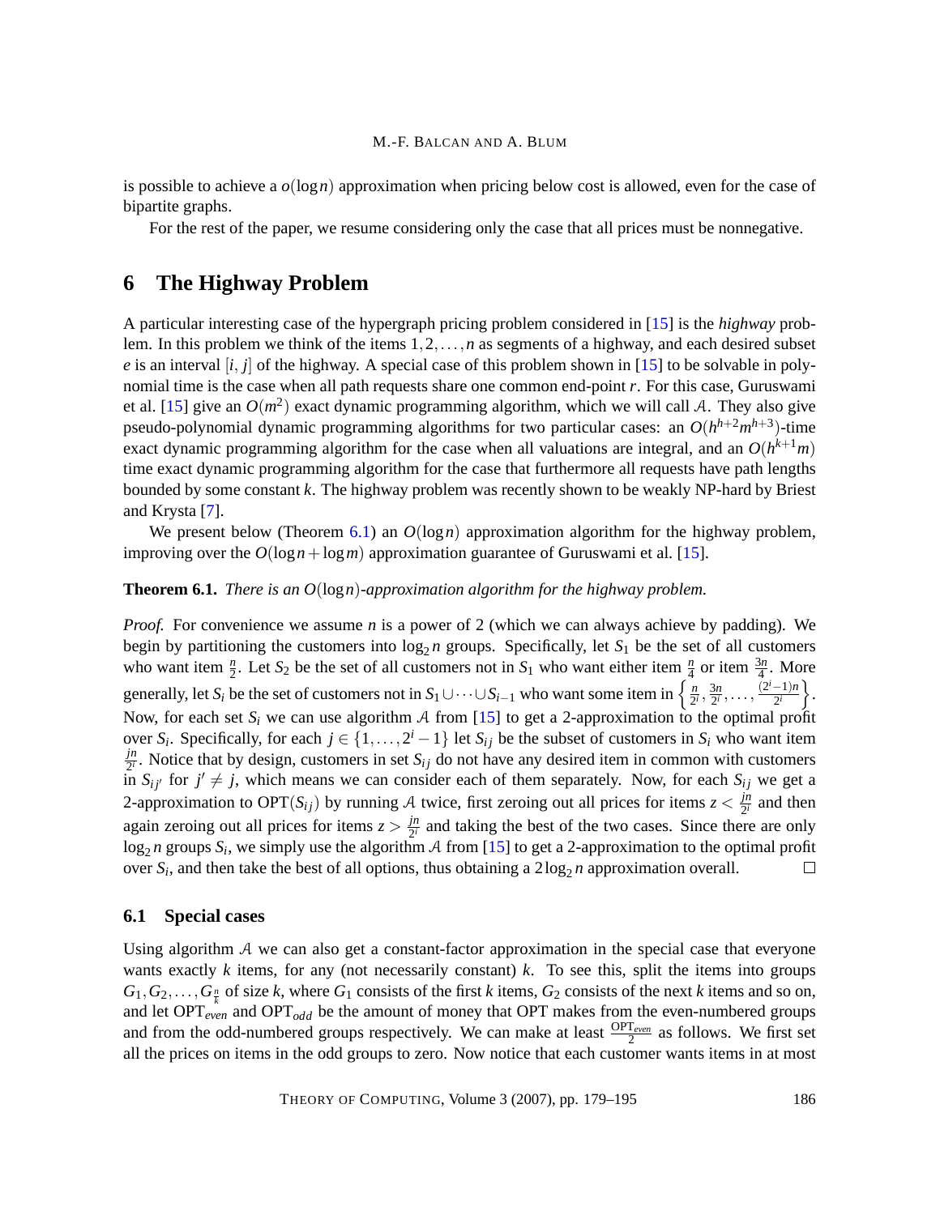is possible to achieve a $o(\log n)$ approximation when pricing below cost is allowed, even for the case of bipartite graphs.

For the rest of the paper, we resume considering only the case that all prices must be nonnegative.

## 6 The Highway Problem

A particular interesting case of the hypergraph pricing problem considered in [15] is the *highway* problem. In this problem we think of the items $1, 2, \ldots, n$ as segments of a highway, and each desired subset $e$ is an interval $[i, j]$ of the highway. A special case of this problem shown in [15] to be solvable in polynomial time is the case when all path requests share one common end-point $r$. For this case, Guruswami et al. [15] give an $O(m^2)$ exact dynamic programming algorithm, which we will call $\mathcal{A}$. They also give pseudo-polynomial dynamic programming algorithms for two particular cases: an $O(h^{h+2}m^{h+3})$-time exact dynamic programming algorithm for the case when all valuations are integral, and an $O(h^{k+1}m)$ time exact dynamic programming algorithm for the case that furthermore all requests have path lengths bounded by some constant $k$. The highway problem was recently shown to be weakly NP-hard by Briest and Krysta [7].

We present below (Theorem 6.1) an $O(\log n)$ approximation algorithm for the highway problem, improving over the $O(\log n + \log m)$ approximation guarantee of Guruswami et al. [15].

**Theorem 6.1.** *There is an $O(\log n)$-approximation algorithm for the highway problem.*

*Proof.* For convenience we assume $n$ is a power of 2 (which we can always achieve by padding). We begin by partitioning the customers into $\log_2 n$ groups. Specifically, let $S_1$ be the set of all customers who want item $\frac{n}{2}$. Let $S_2$ be the set of all customers not in $S_1$ who want either item $\frac{n}{4}$ or item $\frac{3n}{4}$. More generally, let $S_i$ be the set of customers not in $S_1 \cup \cdots \cup S_{i-1}$ who want some item in $\left\{\frac{n}{2^i}, \frac{3n}{2^i}, \ldots, \frac{(2^i-1)n}{2^i}\right\}$. Now, for each set $S_i$ we can use algorithm $\mathcal{A}$ from [15] to get a 2-approximation to the optimal profit over $S_i$. Specifically, for each $j \in \{1, \ldots, 2^i - 1\}$ let $S_{ij}$ be the subset of customers in $S_i$ who want item $\frac{jn}{2^i}$. Notice that by design, customers in set $S_{ij}$ do not have any desired item in common with customers in $S_{ij'}$ for $j' \neq j$, which means we can consider each of them separately. Now, for each $S_{ij}$ we get a 2-approximation to $\mathrm{OPT}(S_{ij})$ by running $\mathcal{A}$ twice, first zeroing out all prices for items $z < \frac{jn}{2^i}$ and then again zeroing out all prices for items $z > \frac{jn}{2^i}$ and taking the best of the two cases. Since there are only $\log_2 n$ groups $S_i$, we simply use the algorithm $\mathcal{A}$ from [15] to get a 2-approximation to the optimal profit over $S_i$, and then take the best of all options, thus obtaining a $2\log_2 n$ approximation overall. □

### 6.1 Special cases

Using algorithm $\mathcal{A}$ we can also get a constant-factor approximation in the special case that everyone wants exactly $k$ items, for any (not necessarily constant) $k$. To see this, split the items into groups $G_1, G_2, \ldots, G_{\frac{n}{k}}$ of size $k$, where $G_1$ consists of the first $k$ items, $G_2$ consists of the next $k$ items and so on, and let $\mathrm{OPT}_{even}$ and $\mathrm{OPT}_{odd}$ be the amount of money that OPT makes from the even-numbered groups and from the odd-numbered groups respectively. We can make at least $\frac{\mathrm{OPT}_{even}}{2}$ as follows. We first set all the prices on items in the odd groups to zero. Now notice that each customer wants items in at most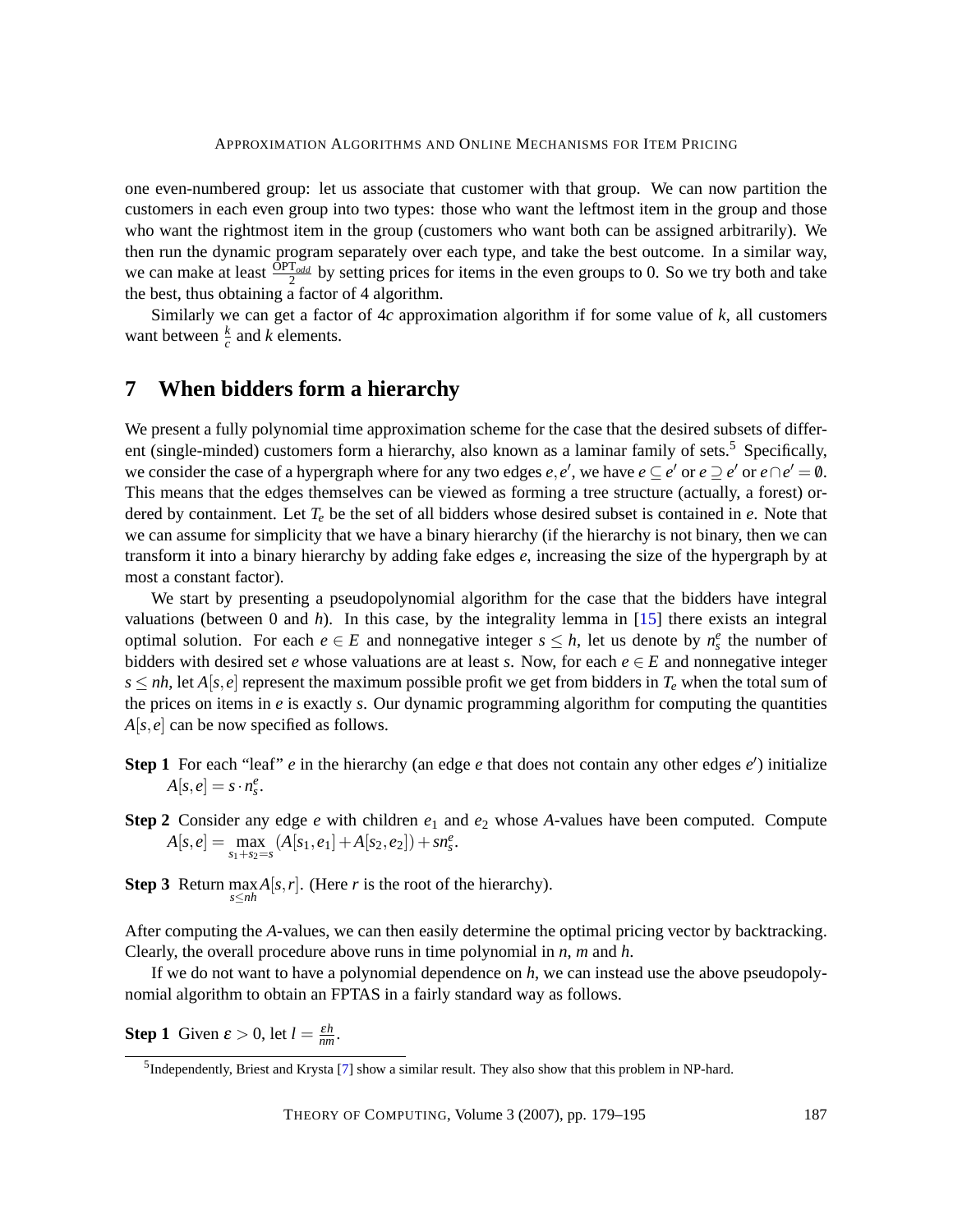one even-numbered group: let us associate that customer with that group. We can now partition the customers in each even group into two types: those who want the leftmost item in the group and those who want the rightmost item in the group (customers who want both can be assigned arbitrarily). We then run the dynamic program separately over each type, and take the best outcome. In a similar way, we can make at least $\frac{\mathrm{OPT}_{odd}}{2}$ by setting prices for items in the even groups to 0. So we try both and take the best, thus obtaining a factor of 4 algorithm.

Similarly we can get a factor of $4c$ approximation algorithm if for some value of $k$, all customers want between $\frac{k}{c}$ and $k$ elements.

## 7 When bidders form a hierarchy

We present a fully polynomial time approximation scheme for the case that the desired subsets of different (single-minded) customers form a hierarchy, also known as a laminar family of sets.[5] Specifically, we consider the case of a hypergraph where for any two edges $e, e'$, we have $e \subseteq e'$ or $e \supseteq e'$ or $e \cap e' = \emptyset$. This means that the edges themselves can be viewed as forming a tree structure (actually, a forest) ordered by containment. Let $T_e$ be the set of all bidders whose desired subset is contained in $e$. Note that we can assume for simplicity that we have a binary hierarchy (if the hierarchy is not binary, then we can transform it into a binary hierarchy by adding fake edges $e$, increasing the size of the hypergraph by at most a constant factor).

We start by presenting a pseudopolynomial algorithm for the case that the bidders have integral valuations (between 0 and $h$). In this case, by the integrality lemma in [15] there exists an integral optimal solution. For each $e \in E$ and nonnegative integer $s \leq h$, let us denote by $n_s^e$ the number of bidders with desired set $e$ whose valuations are at least $s$. Now, for each $e \in E$ and nonnegative integer $s \leq nh$, let $A[s,e]$ represent the maximum possible profit we get from bidders in $T_e$ when the total sum of the prices on items in $e$ is exactly $s$. Our dynamic programming algorithm for computing the quantities $A[s,e]$ can be now specified as follows.

**Step 1** For each "leaf" $e$ in the hierarchy (an edge $e$ that does not contain any other edges $e'$) initialize $A[s,e] = s \cdot n_s^e$.

**Step 2** Consider any edge $e$ with children $e_1$ and $e_2$ whose $A$-values have been computed. Compute $A[s,e] = \max_{s_1+s_2=s} (A[s_1,e_1] + A[s_2,e_2]) + sn_s^e$.

**Step 3** Return $\max_{s \leq nh} A[s,r]$. (Here $r$ is the root of the hierarchy).

After computing the $A$-values, we can then easily determine the optimal pricing vector by backtracking. Clearly, the overall procedure above runs in time polynomial in $n$, $m$ and $h$.

If we do not want to have a polynomial dependence on $h$, we can instead use the above pseudopolynomial algorithm to obtain an FPTAS in a fairly standard way as follows.

**Step 1** Given $\varepsilon > 0$, let $l = \frac{\varepsilon h}{nm}$.

[5] Independently, Briest and Krysta [7] show a similar result. They also show that this problem in NP-hard.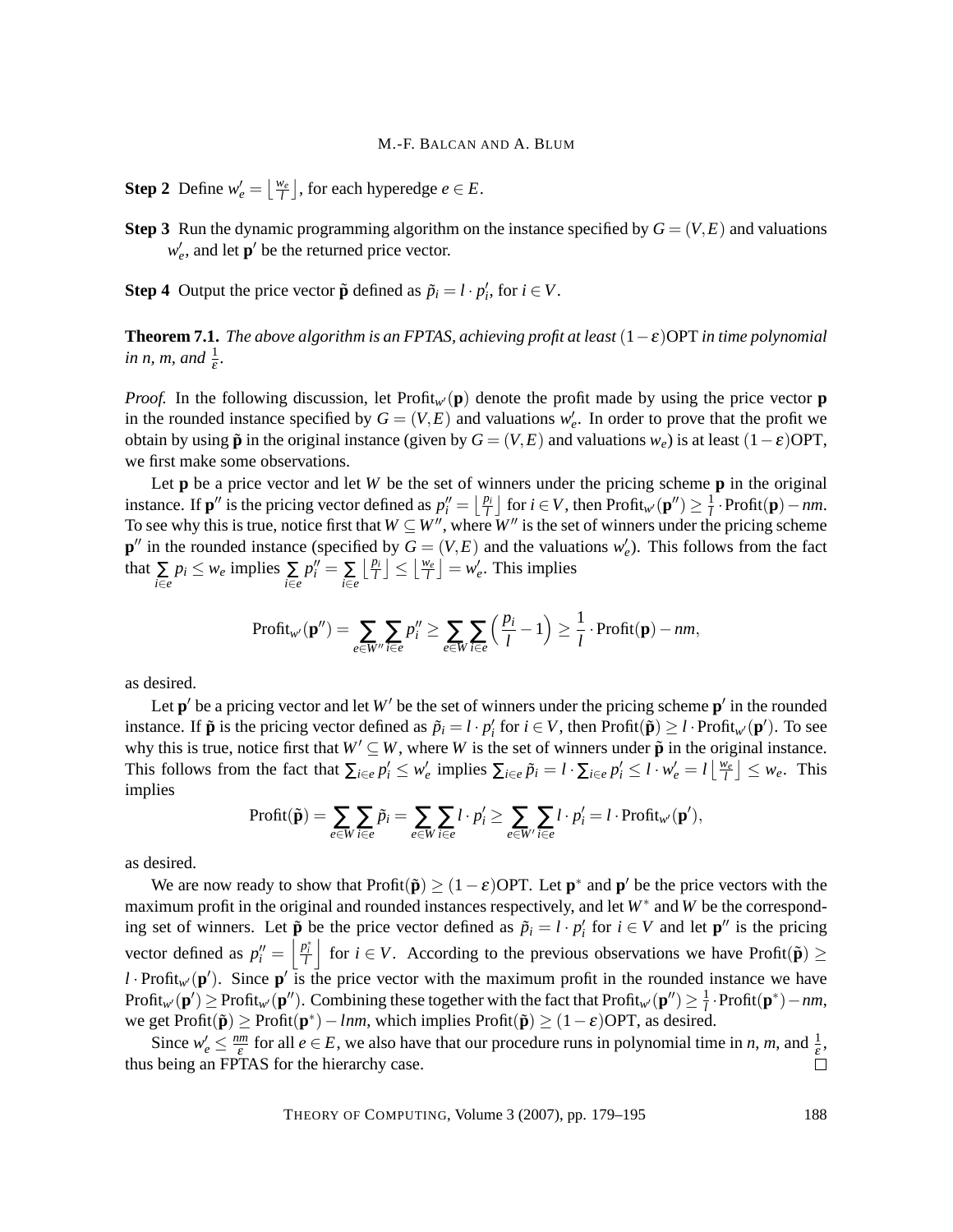**Step 2** Define $w'_e = \left\lfloor \frac{w_e}{l} \right\rfloor$, for each hyperedge $e \in E$.

**Step 3** Run the dynamic programming algorithm on the instance specified by $G = (V,E)$ and valuations $w'_e$, and let $\mathbf{p}'$ be the returned price vector.

**Step 4** Output the price vector $\tilde{\mathbf{p}}$ defined as $\tilde{p}_i = l \cdot p'_i$, for $i \in V$.

**Theorem 7.1.** *The above algorithm is an FPTAS, achieving profit at least* $(1-\varepsilon)\mathrm{OPT}$ *in time polynomial in n, m, and* $\frac{1}{\varepsilon}$.

*Proof.* In the following discussion, let $\mathrm{Profit}_{w'}(\mathbf{p})$ denote the profit made by using the price vector $\mathbf{p}$ in the rounded instance specified by $G = (V,E)$ and valuations $w'_e$. In order to prove that the profit we obtain by using $\tilde{\mathbf{p}}$ in the original instance (given by $G = (V,E)$ and valuations $w_e$) is at least $(1-\varepsilon)\mathrm{OPT}$, we first make some observations.

Let $\mathbf{p}$ be a price vector and let $W$ be the set of winners under the pricing scheme $\mathbf{p}$ in the original instance. If $\mathbf{p}''$ is the pricing vector defined as $p''_i = \left\lfloor \frac{p_i}{l} \right\rfloor$ for $i \in V$, then $\mathrm{Profit}_{w'}(\mathbf{p}'') \geq \frac{1}{l} \cdot \mathrm{Profit}(\mathbf{p}) - nm$. To see why this is true, notice first that $W \subseteq W''$, where $W''$ is the set of winners under the pricing scheme $\mathbf{p}''$ in the rounded instance (specified by $G = (V,E)$ and the valuations $w'_e$). This follows from the fact that $\sum_{i \in e} p_i \leq w_e$ implies $\sum_{i \in e} p''_i = \sum_{i \in e} \left\lfloor \frac{p_i}{l} \right\rfloor \leq \left\lfloor \frac{w_e}{l} \right\rfloor = w'_e$. This implies

$$\mathrm{Profit}_{w'}(\mathbf{p}'') = \sum_{e \in W''} \sum_{i \in e} p''_i \geq \sum_{e \in W} \sum_{i \in e} \left( \frac{p_i}{l} - 1 \right) \geq \frac{1}{l} \cdot \mathrm{Profit}(\mathbf{p}) - nm,$$

as desired.

Let $\mathbf{p}'$ be a pricing vector and let $W'$ be the set of winners under the pricing scheme $\mathbf{p}'$ in the rounded instance. If $\tilde{\mathbf{p}}$ is the pricing vector defined as $\tilde{p}_i = l \cdot p'_i$ for $i \in V$, then $\mathrm{Profit}(\tilde{\mathbf{p}}) \geq l \cdot \mathrm{Profit}_{w'}(\mathbf{p}')$. To see why this is true, notice first that $W' \subseteq W$, where $W$ is the set of winners under $\tilde{\mathbf{p}}$ in the original instance. This follows from the fact that $\sum_{i \in e} p'_i \leq w'_e$ implies $\sum_{i \in e} \tilde{p}_i = l \cdot \sum_{i \in e} p'_i \leq l \cdot w'_e = l \left\lfloor \frac{w_e}{l} \right\rfloor \leq w_e$. This implies

$$\mathrm{Profit}(\tilde{\mathbf{p}}) = \sum_{e \in W} \sum_{i \in e} \tilde{p}_i = \sum_{e \in W} \sum_{i \in e} l \cdot p'_i \geq \sum_{e \in W'} \sum_{i \in e} l \cdot p'_i = l \cdot \mathrm{Profit}_{w'}(\mathbf{p}'),$$

as desired.

We are now ready to show that $\mathrm{Profit}(\tilde{\mathbf{p}}) \geq (1-\varepsilon)\mathrm{OPT}$. Let $\mathbf{p}^*$ and $\mathbf{p}'$ be the price vectors with the maximum profit in the original and rounded instances respectively, and let $W^*$ and $W$ be the corresponding set of winners. Let $\tilde{\mathbf{p}}$ be the price vector defined as $\tilde{p}_i = l \cdot p'_i$ for $i \in V$ and let $\mathbf{p}''$ is the pricing vector defined as $p''_i = \left\lfloor \frac{p^*_i}{l} \right\rfloor$ for $i \in V$. According to the previous observations we have $\mathrm{Profit}(\tilde{\mathbf{p}}) \geq l \cdot \mathrm{Profit}_{w'}(\mathbf{p}')$. Since $\mathbf{p}'$ is the price vector with the maximum profit in the rounded instance we have $\mathrm{Profit}_{w'}(\mathbf{p}') \geq \mathrm{Profit}_{w'}(\mathbf{p}'')$. Combining these together with the fact that $\mathrm{Profit}_{w'}(\mathbf{p}'') \geq \frac{1}{l} \cdot \mathrm{Profit}(\mathbf{p}^*) - nm$, we get $\mathrm{Profit}(\tilde{\mathbf{p}}) \geq \mathrm{Profit}(\mathbf{p}^*) - lnm$, which implies $\mathrm{Profit}(\tilde{\mathbf{p}}) \geq (1-\varepsilon)\mathrm{OPT}$, as desired.

Since $w'_e \leq \frac{nm}{\varepsilon}$ for all $e \in E$, we also have that our procedure runs in polynomial time in $n$, $m$, and $\frac{1}{\varepsilon}$, thus being an FPTAS for the hierarchy case. □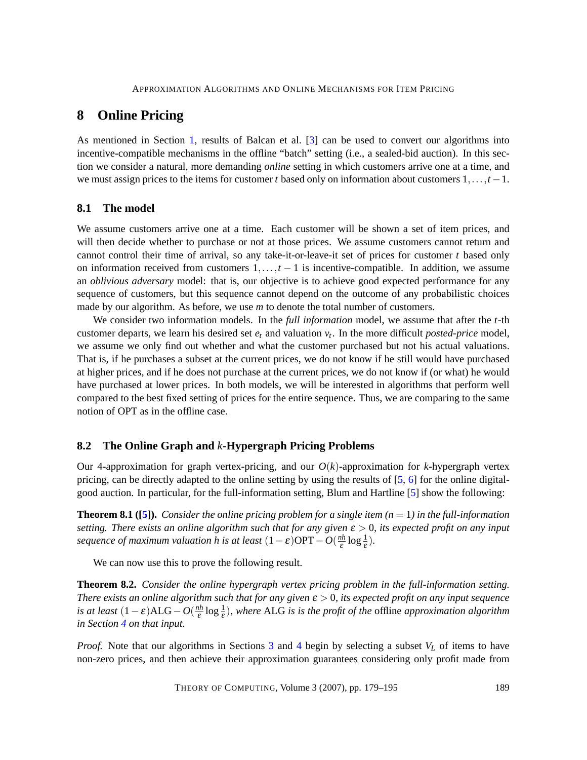# 8 Online Pricing

As mentioned in Section 1, results of Balcan et al. [3] can be used to convert our algorithms into incentive-compatible mechanisms in the offline "batch" setting (i.e., a sealed-bid auction). In this section we consider a natural, more demanding *online* setting in which customers arrive one at a time, and we must assign prices to the items for customer $t$ based only on information about customers $1,\ldots,t-1$.

## 8.1 The model

We assume customers arrive one at a time. Each customer will be shown a set of item prices, and will then decide whether to purchase or not at those prices. We assume customers cannot return and cannot control their time of arrival, so any take-it-or-leave-it set of prices for customer $t$ based only on information received from customers $1,\ldots,t-1$ is incentive-compatible. In addition, we assume an *oblivious adversary* model: that is, our objective is to achieve good expected performance for any sequence of customers, but this sequence cannot depend on the outcome of any probabilistic choices made by our algorithm. As before, we use $m$ to denote the total number of customers.

We consider two information models. In the *full information* model, we assume that after the $t$-th customer departs, we learn his desired set $e_t$ and valuation $v_t$. In the more difficult *posted-price* model, we assume we only find out whether and what the customer purchased but not his actual valuations. That is, if he purchases a subset at the current prices, we do not know if he still would have purchased at higher prices, and if he does not purchase at the current prices, we do not know if (or what) he would have purchased at lower prices. In both models, we will be interested in algorithms that perform well compared to the best fixed setting of prices for the entire sequence. Thus, we are comparing to the same notion of OPT as in the offline case.

## 8.2 The Online Graph and $k$-Hypergraph Pricing Problems

Our 4-approximation for graph vertex-pricing, and our $O(k)$-approximation for $k$-hypergraph vertex pricing, can be directly adapted to the online setting by using the results of [5, 6] for the online digital-good auction. In particular, for the full-information setting, Blum and Hartline [5] show the following:

**Theorem 8.1 ([5]).** *Consider the online pricing problem for a single item ($n=1$) in the full-information setting. There exists an online algorithm such that for any given $\varepsilon>0$, its expected profit on any input sequence of maximum valuation $h$ is at least $(1-\varepsilon)\mathrm{OPT}-O(\frac{nh}{\varepsilon}\log\frac{1}{\varepsilon})$.*

We can now use this to prove the following result.

**Theorem 8.2.** *Consider the online hypergraph vertex pricing problem in the full-information setting. There exists an online algorithm such that for any given $\varepsilon>0$, its expected profit on any input sequence is at least $(1-\varepsilon)\mathrm{ALG}-O(\frac{nh}{\varepsilon}\log\frac{1}{\varepsilon})$, where* ALG *is is the profit of the* offline *approximation algorithm in Section 4 on that input.*

*Proof.* Note that our algorithms in Sections 3 and 4 begin by selecting a subset $V_L$ of items to have non-zero prices, and then achieve their approximation guarantees considering only profit made from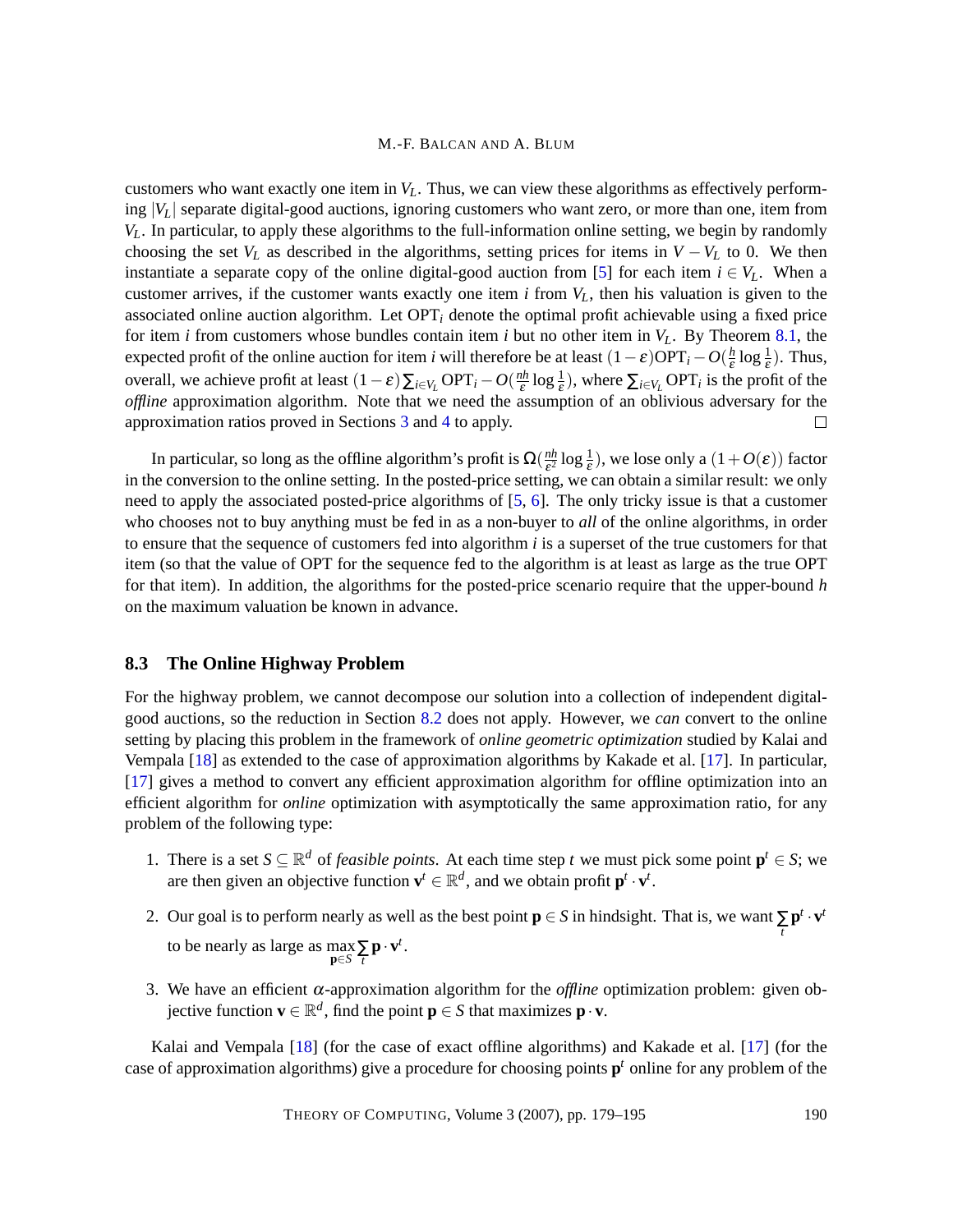customers who want exactly one item in $V_L$. Thus, we can view these algorithms as effectively performing $|V_L|$ separate digital-good auctions, ignoring customers who want zero, or more than one, item from $V_L$. In particular, to apply these algorithms to the full-information online setting, we begin by randomly choosing the set $V_L$ as described in the algorithms, setting prices for items in $V - V_L$ to 0. We then instantiate a separate copy of the online digital-good auction from [5] for each item $i \in V_L$. When a customer arrives, if the customer wants exactly one item $i$ from $V_L$, then his valuation is given to the associated online auction algorithm. Let $\mathrm{OPT}_i$ denote the optimal profit achievable using a fixed price for item $i$ from customers whose bundles contain item $i$ but no other item in $V_L$. By Theorem 8.1, the expected profit of the online auction for item $i$ will therefore be at least $(1-\varepsilon)\mathrm{OPT}_i - O(\frac{h}{\varepsilon}\log\frac{1}{\varepsilon})$. Thus, overall, we achieve profit at least $(1-\varepsilon)\sum_{i\in V_L}\mathrm{OPT}_i - O(\frac{nh}{\varepsilon}\log\frac{1}{\varepsilon})$, where $\sum_{i\in V_L}\mathrm{OPT}_i$ is the profit of the *offline* approximation algorithm. Note that we need the assumption of an oblivious adversary for the approximation ratios proved in Sections 3 and 4 to apply. □

In particular, so long as the offline algorithm's profit is $\Omega(\frac{nh}{\varepsilon^2}\log\frac{1}{\varepsilon})$, we lose only a $(1+O(\varepsilon))$ factor in the conversion to the online setting. In the posted-price setting, we can obtain a similar result: we only need to apply the associated posted-price algorithms of [5, 6]. The only tricky issue is that a customer who chooses not to buy anything must be fed in as a non-buyer to *all* of the online algorithms, in order to ensure that the sequence of customers fed into algorithm $i$ is a superset of the true customers for that item (so that the value of OPT for the sequence fed to the algorithm is at least as large as the true OPT for that item). In addition, the algorithms for the posted-price scenario require that the upper-bound $h$ on the maximum valuation be known in advance.

### 8.3 The Online Highway Problem

For the highway problem, we cannot decompose our solution into a collection of independent digital-good auctions, so the reduction in Section 8.2 does not apply. However, we *can* convert to the online setting by placing this problem in the framework of *online geometric optimization* studied by Kalai and Vempala [18] as extended to the case of approximation algorithms by Kakade et al. [17]. In particular, [17] gives a method to convert any efficient approximation algorithm for offline optimization into an efficient algorithm for *online* optimization with asymptotically the same approximation ratio, for any problem of the following type:

1. There is a set $S \subseteq \mathbb{R}^d$ of *feasible points*. At each time step $t$ we must pick some point $\mathbf{p}^t \in S$; we are then given an objective function $\mathbf{v}^t \in \mathbb{R}^d$, and we obtain profit $\mathbf{p}^t \cdot \mathbf{v}^t$.
2. Our goal is to perform nearly as well as the best point $\mathbf{p} \in S$ in hindsight. That is, we want $\sum_t \mathbf{p}^t \cdot \mathbf{v}^t$ to be nearly as large as $\max_{\mathbf{p}\in S}\sum_t \mathbf{p}\cdot\mathbf{v}^t$.
3. We have an efficient $\alpha$-approximation algorithm for the *offline* optimization problem: given objective function $\mathbf{v} \in \mathbb{R}^d$, find the point $\mathbf{p} \in S$ that maximizes $\mathbf{p}\cdot\mathbf{v}$.

Kalai and Vempala [18] (for the case of exact offline algorithms) and Kakade et al. [17] (for the case of approximation algorithms) give a procedure for choosing points $\mathbf{p}^t$ online for any problem of the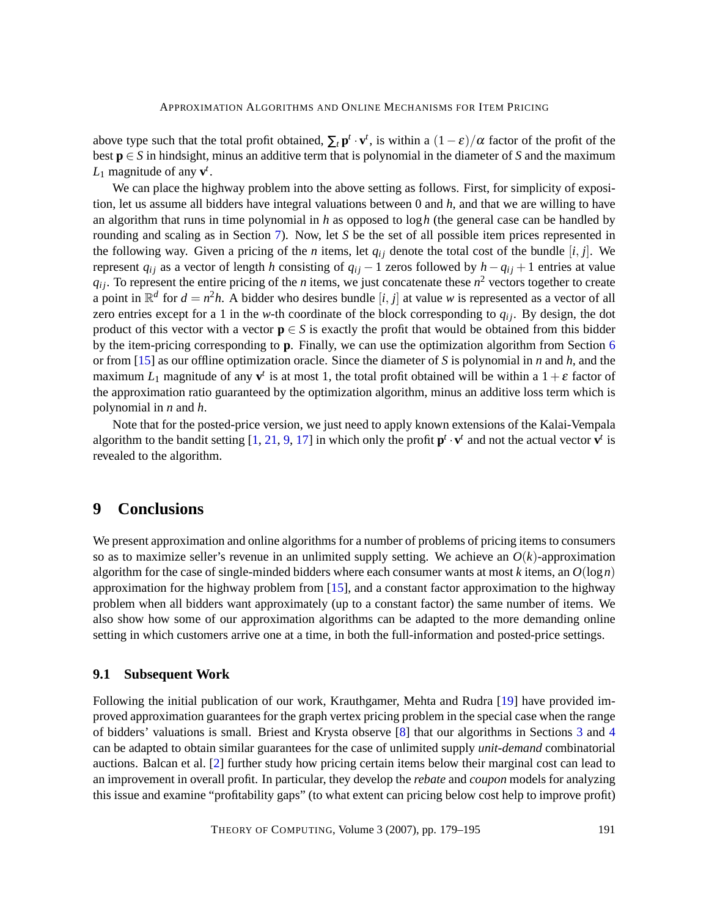above type such that the total profit obtained, $\sum_t \mathbf{p}^t \cdot \mathbf{v}^t$, is within a $(1-\varepsilon)/\alpha$ factor of the profit of the best $\mathbf{p} \in S$ in hindsight, minus an additive term that is polynomial in the diameter of $S$ and the maximum $L_1$ magnitude of any $\mathbf{v}^t$.

We can place the highway problem into the above setting as follows. First, for simplicity of exposition, let us assume all bidders have integral valuations between 0 and $h$, and that we are willing to have an algorithm that runs in time polynomial in $h$ as opposed to $\log h$ (the general case can be handled by rounding and scaling as in Section 7). Now, let $S$ be the set of all possible item prices represented in the following way. Given a pricing of the $n$ items, let $q_{ij}$ denote the total cost of the bundle $[i, j]$. We represent $q_{ij}$ as a vector of length $h$ consisting of $q_{ij} - 1$ zeros followed by $h - q_{ij} + 1$ entries at value $q_{ij}$. To represent the entire pricing of the $n$ items, we just concatenate these $n^2$ vectors together to create a point in $\mathbb{R}^d$ for $d = n^2 h$. A bidder who desires bundle $[i, j]$ at value $w$ is represented as a vector of all zero entries except for a 1 in the $w$-th coordinate of the block corresponding to $q_{ij}$. By design, the dot product of this vector with a vector $\mathbf{p} \in S$ is exactly the profit that would be obtained from this bidder by the item-pricing corresponding to $\mathbf{p}$. Finally, we can use the optimization algorithm from Section 6 or from [15] as our offline optimization oracle. Since the diameter of $S$ is polynomial in $n$ and $h$, and the maximum $L_1$ magnitude of any $\mathbf{v}^t$ is at most 1, the total profit obtained will be within a $1+\varepsilon$ factor of the approximation ratio guaranteed by the optimization algorithm, minus an additive loss term which is polynomial in $n$ and $h$.

Note that for the posted-price version, we just need to apply known extensions of the Kalai-Vempala algorithm to the bandit setting [1, 21, 9, 17] in which only the profit $\mathbf{p}^t \cdot \mathbf{v}^t$ and not the actual vector $\mathbf{v}^t$ is revealed to the algorithm.

# 9 Conclusions

We present approximation and online algorithms for a number of problems of pricing items to consumers so as to maximize seller's revenue in an unlimited supply setting. We achieve an $O(k)$-approximation algorithm for the case of single-minded bidders where each consumer wants at most $k$ items, an $O(\log n)$ approximation for the highway problem from [15], and a constant factor approximation to the highway problem when all bidders want approximately (up to a constant factor) the same number of items. We also show how some of our approximation algorithms can be adapted to the more demanding online setting in which customers arrive one at a time, in both the full-information and posted-price settings.

## 9.1 Subsequent Work

Following the initial publication of our work, Krauthgamer, Mehta and Rudra [19] have provided improved approximation guarantees for the graph vertex pricing problem in the special case when the range of bidders' valuations is small. Briest and Krysta observe [8] that our algorithms in Sections 3 and 4 can be adapted to obtain similar guarantees for the case of unlimited supply *unit-demand* combinatorial auctions. Balcan et al. [2] further study how pricing certain items below their marginal cost can lead to an improvement in overall profit. In particular, they develop the *rebate* and *coupon* models for analyzing this issue and examine "profitability gaps" (to what extent can pricing below cost help to improve profit)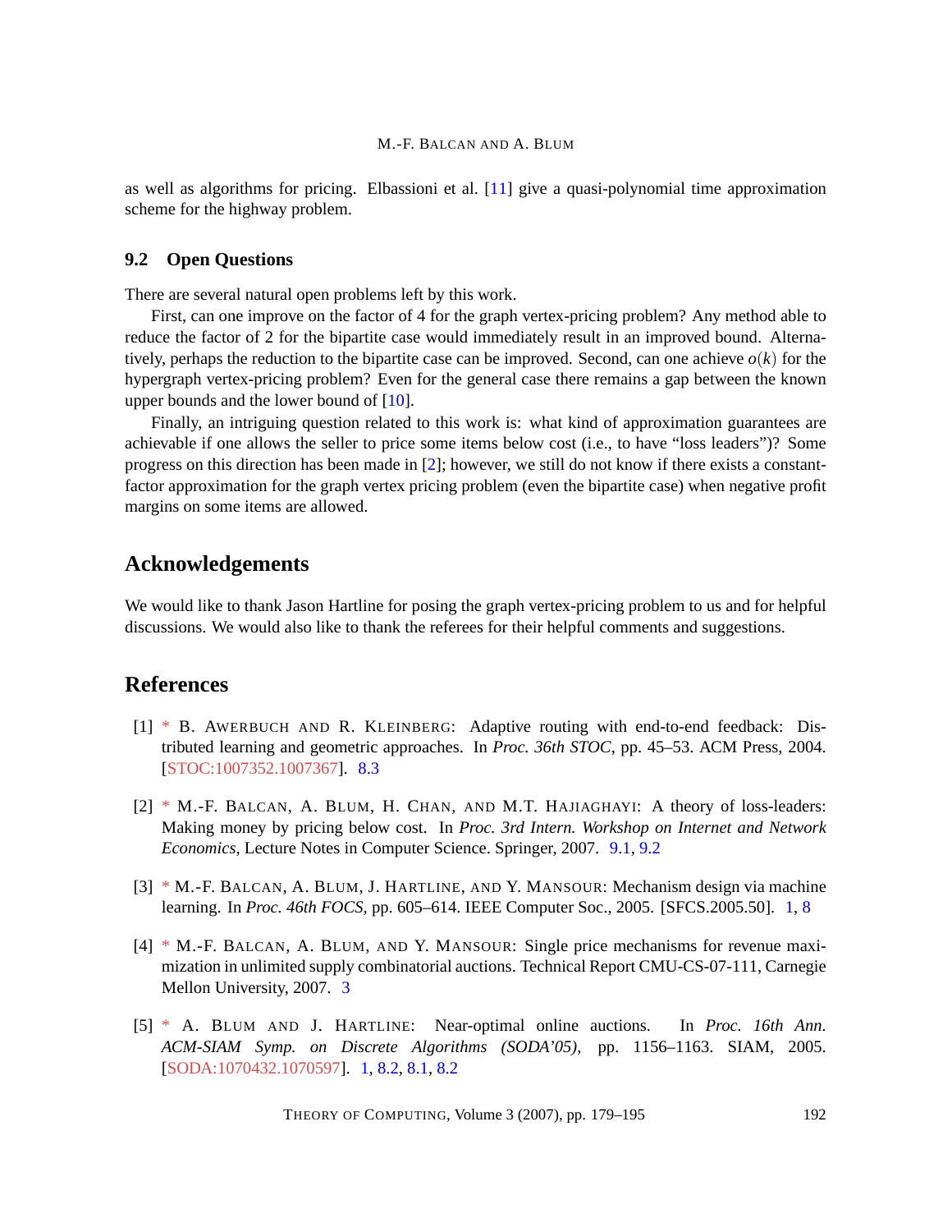as well as algorithms for pricing. Elbassioni et al. [11] give a quasi-polynomial time approximation scheme for the highway problem.

### 9.2 Open Questions

There are several natural open problems left by this work.

First, can one improve on the factor of 4 for the graph vertex-pricing problem? Any method able to reduce the factor of 2 for the bipartite case would immediately result in an improved bound. Alternatively, perhaps the reduction to the bipartite case can be improved. Second, can one achieve $o(k)$ for the hypergraph vertex-pricing problem? Even for the general case there remains a gap between the known upper bounds and the lower bound of [10].

Finally, an intriguing question related to this work is: what kind of approximation guarantees are achievable if one allows the seller to price some items below cost (i.e., to have "loss leaders")? Some progress on this direction has been made in [2]; however, we still do not know if there exists a constant-factor approximation for the graph vertex pricing problem (even the bipartite case) when negative profit margins on some items are allowed.

## Acknowledgements

We would like to thank Jason Hartline for posing the graph vertex-pricing problem to us and for helpful discussions. We would also like to thank the referees for their helpful comments and suggestions.

## References

[1] * B. Awerbuch and R. Kleinberg: Adaptive routing with end-to-end feedback: Distributed learning and geometric approaches. In *Proc. 36th STOC*, pp. 45–53. ACM Press, 2004. [STOC:1007352.1007367]. 8.3

[2] * M.-F. Balcan, A. Blum, H. Chan, and M.T. Hajiaghayi: A theory of loss-leaders: Making money by pricing below cost. In *Proc. 3rd Intern. Workshop on Internet and Network Economics*, Lecture Notes in Computer Science. Springer, 2007. 9.1, 9.2

[3] * M.-F. Balcan, A. Blum, J. Hartline, and Y. Mansour: Mechanism design via machine learning. In *Proc. 46th FOCS*, pp. 605–614. IEEE Computer Soc., 2005. [SFCS.2005.50]. 1, 8

[4] * M.-F. Balcan, A. Blum, and Y. Mansour: Single price mechanisms for revenue maximization in unlimited supply combinatorial auctions. Technical Report CMU-CS-07-111, Carnegie Mellon University, 2007. 3

[5] * A. Blum and J. Hartline: Near-optimal online auctions. In *Proc. 16th Ann. ACM-SIAM Symp. on Discrete Algorithms (SODA'05)*, pp. 1156–1163. SIAM, 2005. [SODA:1070432.1070597]. 1, 8.2, 8.1, 8.2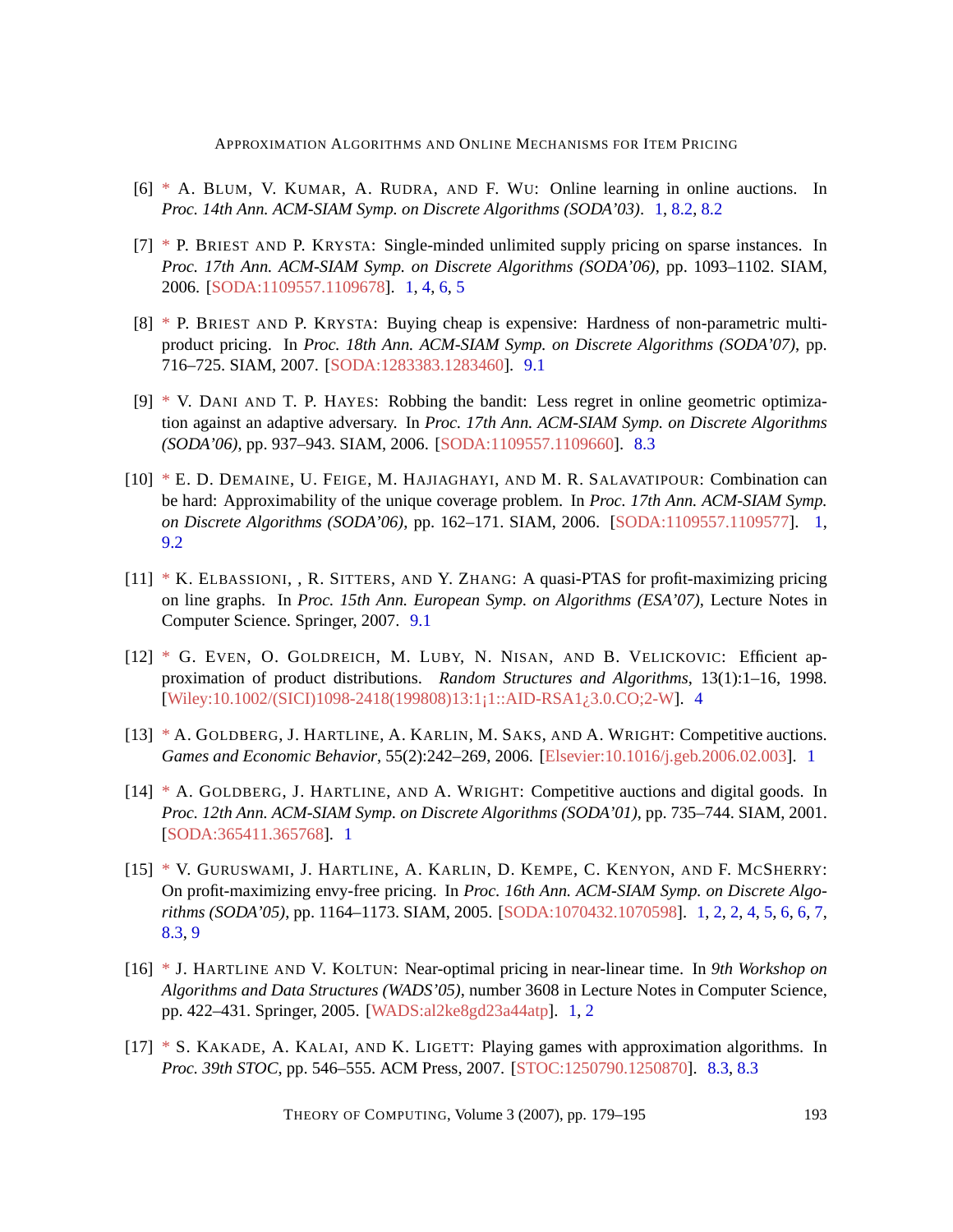[6] * A. Blum, V. Kumar, A. Rudra, and F. Wu: Online learning in online auctions. In *Proc. 14th Ann. ACM-SIAM Symp. on Discrete Algorithms (SODA'03)*. 1, 8.2, 8.2

[7] * P. Briest and P. Krysta: Single-minded unlimited supply pricing on sparse instances. In *Proc. 17th Ann. ACM-SIAM Symp. on Discrete Algorithms (SODA'06)*, pp. 1093–1102. SIAM, 2006. [SODA:1109557.1109678]. 1, 4, 6, 5

[8] * P. Briest and P. Krysta: Buying cheap is expensive: Hardness of non-parametric multi-product pricing. In *Proc. 18th Ann. ACM-SIAM Symp. on Discrete Algorithms (SODA'07)*, pp. 716–725. SIAM, 2007. [SODA:1283383.1283460]. 9.1

[9] * V. Dani and T. P. Hayes: Robbing the bandit: Less regret in online geometric optimization against an adaptive adversary. In *Proc. 17th Ann. ACM-SIAM Symp. on Discrete Algorithms (SODA'06)*, pp. 937–943. SIAM, 2006. [SODA:1109557.1109660]. 8.3

[10] * E. D. Demaine, U. Feige, M. Hajiaghayi, and M. R. Salavatipour: Combination can be hard: Approximability of the unique coverage problem. In *Proc. 17th Ann. ACM-SIAM Symp. on Discrete Algorithms (SODA'06)*, pp. 162–171. SIAM, 2006. [SODA:1109557.1109577]. 1, 9.2

[11] * K. Elbassioni, , R. Sitters, and Y. Zhang: A quasi-PTAS for profit-maximizing pricing on line graphs. In *Proc. 15th Ann. European Symp. on Algorithms (ESA'07)*, Lecture Notes in Computer Science. Springer, 2007. 9.1

[12] * G. Even, O. Goldreich, M. Luby, N. Nisan, and B. Velickovic: Efficient approximation of product distributions. *Random Structures and Algorithms*, 13(1):1–16, 1998. [Wiley:10.1002/(SICI)1098-2418(199808)13:1¡1::AID-RSA1¿3.0.CO;2-W]. 4

[13] * A. Goldberg, J. Hartline, A. Karlin, M. Saks, and A. Wright: Competitive auctions. *Games and Economic Behavior*, 55(2):242–269, 2006. [Elsevier:10.1016/j.geb.2006.02.003]. 1

[14] * A. Goldberg, J. Hartline, and A. Wright: Competitive auctions and digital goods. In *Proc. 12th Ann. ACM-SIAM Symp. on Discrete Algorithms (SODA'01)*, pp. 735–744. SIAM, 2001. [SODA:365411.365768]. 1

[15] * V. Guruswami, J. Hartline, A. Karlin, D. Kempe, C. Kenyon, and F. McSherry: On profit-maximizing envy-free pricing. In *Proc. 16th Ann. ACM-SIAM Symp. on Discrete Algorithms (SODA'05)*, pp. 1164–1173. SIAM, 2005. [SODA:1070432.1070598]. 1, 2, 2, 4, 5, 6, 6, 7, 8.3, 9

[16] * J. Hartline and V. Koltun: Near-optimal pricing in near-linear time. In *9th Workshop on Algorithms and Data Structures (WADS'05)*, number 3608 in Lecture Notes in Computer Science, pp. 422–431. Springer, 2005. [WADS:al2ke8gd23a44atp]. 1, 2

[17] * S. Kakade, A. Kalai, and K. Ligett: Playing games with approximation algorithms. In *Proc. 39th STOC*, pp. 546–555. ACM Press, 2007. [STOC:1250790.1250870]. 8.3, 8.3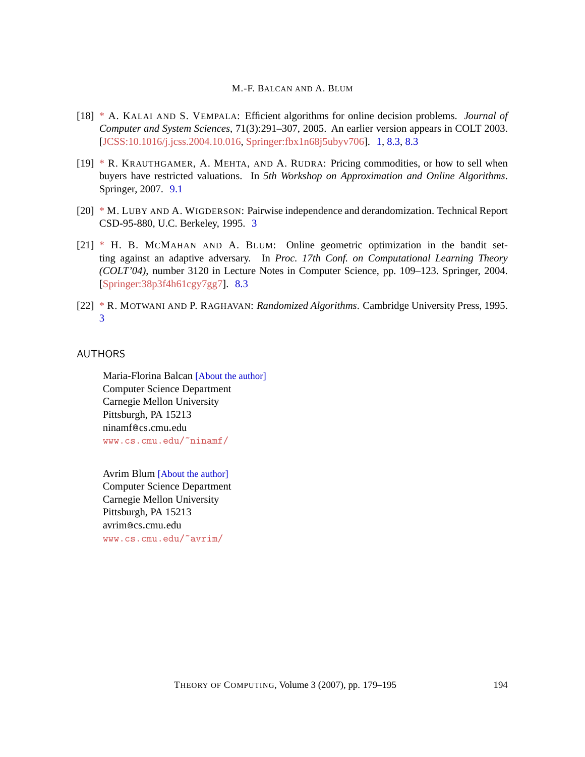[18] * A. Kalai and S. Vempala: Efficient algorithms for online decision problems. *Journal of Computer and System Sciences*, 71(3):291–307, 2005. An earlier version appears in COLT 2003. [JCSS:10.1016/j.jcss.2004.10.016, Springer:fbx1n68j5ubyv706]. 1, 8.3, 8.3

[19] * R. Krauthgamer, A. Mehta, and A. Rudra: Pricing commodities, or how to sell when buyers have restricted valuations. In *5th Workshop on Approximation and Online Algorithms*. Springer, 2007. 9.1

[20] * M. Luby and A. Wigderson: Pairwise independence and derandomization. Technical Report CSD-95-880, U.C. Berkeley, 1995. 3

[21] * H. B. McMahan and A. Blum: Online geometric optimization in the bandit setting against an adaptive adversary. In *Proc. 17th Conf. on Computational Learning Theory (COLT'04)*, number 3120 in Lecture Notes in Computer Science, pp. 109–123. Springer, 2004. [Springer:38p3f4h61cgy7gg7]. 8.3

[22] * R. Motwani and P. Raghavan: *Randomized Algorithms*. Cambridge University Press, 1995. 3

## AUTHORS

Maria-Florina Balcan [About the author]
Computer Science Department
Carnegie Mellon University
Pittsburgh, PA 15213
ninamf@cs.cmu.edu
www.cs.cmu.edu/~ninamf/

Avrim Blum [About the author]
Computer Science Department
Carnegie Mellon University
Pittsburgh, PA 15213
avrim@cs.cmu.edu
www.cs.cmu.edu/~avrim/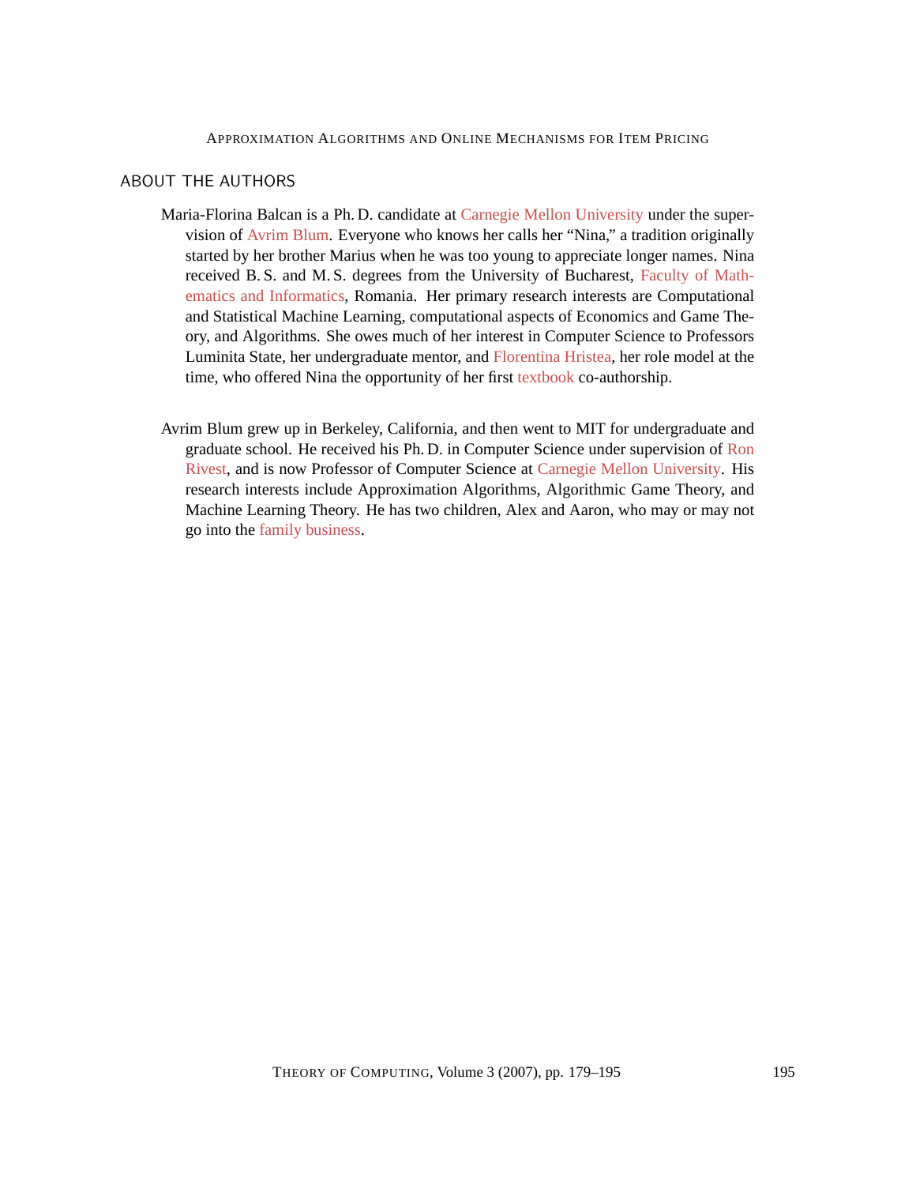## About the Authors

Maria-Florina Balcan is a Ph. D. candidate at Carnegie Mellon University under the supervision of Avrim Blum. Everyone who knows her calls her "Nina," a tradition originally started by her brother Marius when he was too young to appreciate longer names. Nina received B. S. and M. S. degrees from the University of Bucharest, Faculty of Mathematics and Informatics, Romania. Her primary research interests are Computational and Statistical Machine Learning, computational aspects of Economics and Game Theory, and Algorithms. She owes much of her interest in Computer Science to Professors Luminita State, her undergraduate mentor, and Florentina Hristea, her role model at the time, who offered Nina the opportunity of her first textbook co-authorship.

Avrim Blum grew up in Berkeley, California, and then went to MIT for undergraduate and graduate school. He received his Ph. D. in Computer Science under supervision of Ron Rivest, and is now Professor of Computer Science at Carnegie Mellon University. His research interests include Approximation Algorithms, Algorithmic Game Theory, and Machine Learning Theory. He has two children, Alex and Aaron, who may or may not go into the family business.